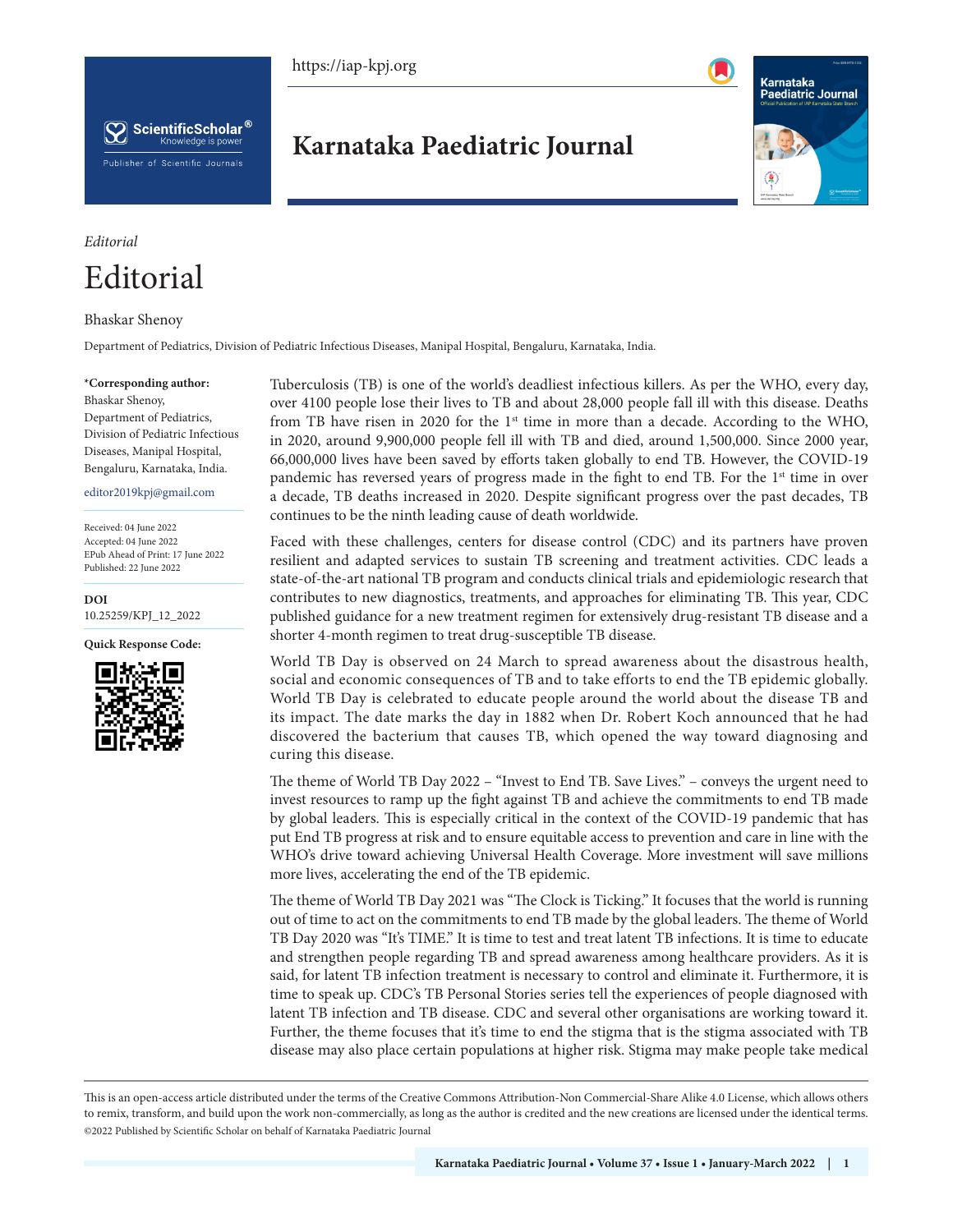*Editorial*

# Editorial

Bhaskar Shenoy

Department of Pediatrics, Division of Pediatric Infectious Diseases, Manipal Hospital, Bengaluru, Karnataka, India.

**\*Corresponding author:**
Bhaskar Shenoy,
Department of Pediatrics,
Division of Pediatric Infectious Diseases, Manipal Hospital,
Bengaluru, Karnataka, India.

editor2019kpj@gmail.com

Received: 04 June 2022
Accepted: 04 June 2022
EPub Ahead of Print: 17 June 2022
Published: 22 June 2022

**DOI**
10.25259/KPJ_12_2022

**Quick Response Code:**

Tuberculosis (TB) is one of the world's deadliest infectious killers. As per the WHO, every day, over 4100 people lose their lives to TB and about 28,000 people fall ill with this disease. Deaths from TB have risen in 2020 for the 1st time in more than a decade. According to the WHO, in 2020, around 9,900,000 people fell ill with TB and died, around 1,500,000. Since 2000 year, 66,000,000 lives have been saved by efforts taken globally to end TB. However, the COVID-19 pandemic has reversed years of progress made in the fight to end TB. For the 1st time in over a decade, TB deaths increased in 2020. Despite significant progress over the past decades, TB continues to be the ninth leading cause of death worldwide.

Faced with these challenges, centers for disease control (CDC) and its partners have proven resilient and adapted services to sustain TB screening and treatment activities. CDC leads a state-of-the-art national TB program and conducts clinical trials and epidemiologic research that contributes to new diagnostics, treatments, and approaches for eliminating TB. This year, CDC published guidance for a new treatment regimen for extensively drug-resistant TB disease and a shorter 4-month regimen to treat drug-susceptible TB disease.

World TB Day is observed on 24 March to spread awareness about the disastrous health, social and economic consequences of TB and to take efforts to end the TB epidemic globally. World TB Day is celebrated to educate people around the world about the disease TB and its impact. The date marks the day in 1882 when Dr. Robert Koch announced that he had discovered the bacterium that causes TB, which opened the way toward diagnosing and curing this disease.

The theme of World TB Day 2022 – "Invest to End TB. Save Lives." – conveys the urgent need to invest resources to ramp up the fight against TB and achieve the commitments to end TB made by global leaders. This is especially critical in the context of the COVID-19 pandemic that has put End TB progress at risk and to ensure equitable access to prevention and care in line with the WHO's drive toward achieving Universal Health Coverage. More investment will save millions more lives, accelerating the end of the TB epidemic.

The theme of World TB Day 2021 was "The Clock is Ticking." It focuses that the world is running out of time to act on the commitments to end TB made by the global leaders. The theme of World TB Day 2020 was "It's TIME." It is time to test and treat latent TB infections. It is time to educate and strengthen people regarding TB and spread awareness among healthcare providers. As it is said, for latent TB infection treatment is necessary to control and eliminate it. Furthermore, it is time to speak up. CDC's TB Personal Stories series tell the experiences of people diagnosed with latent TB infection and TB disease. CDC and several other organisations are working toward it. Further, the theme focuses that it's time to end the stigma that is the stigma associated with TB disease may also place certain populations at higher risk. Stigma may make people take medical

This is an open-access article distributed under the terms of the Creative Commons Attribution-Non Commercial-Share Alike 4.0 License, which allows others to remix, transform, and build upon the work non-commercially, as long as the author is credited and the new creations are licensed under the identical terms.
©2022 Published by Scientific Scholar on behalf of Karnataka Paediatric Journal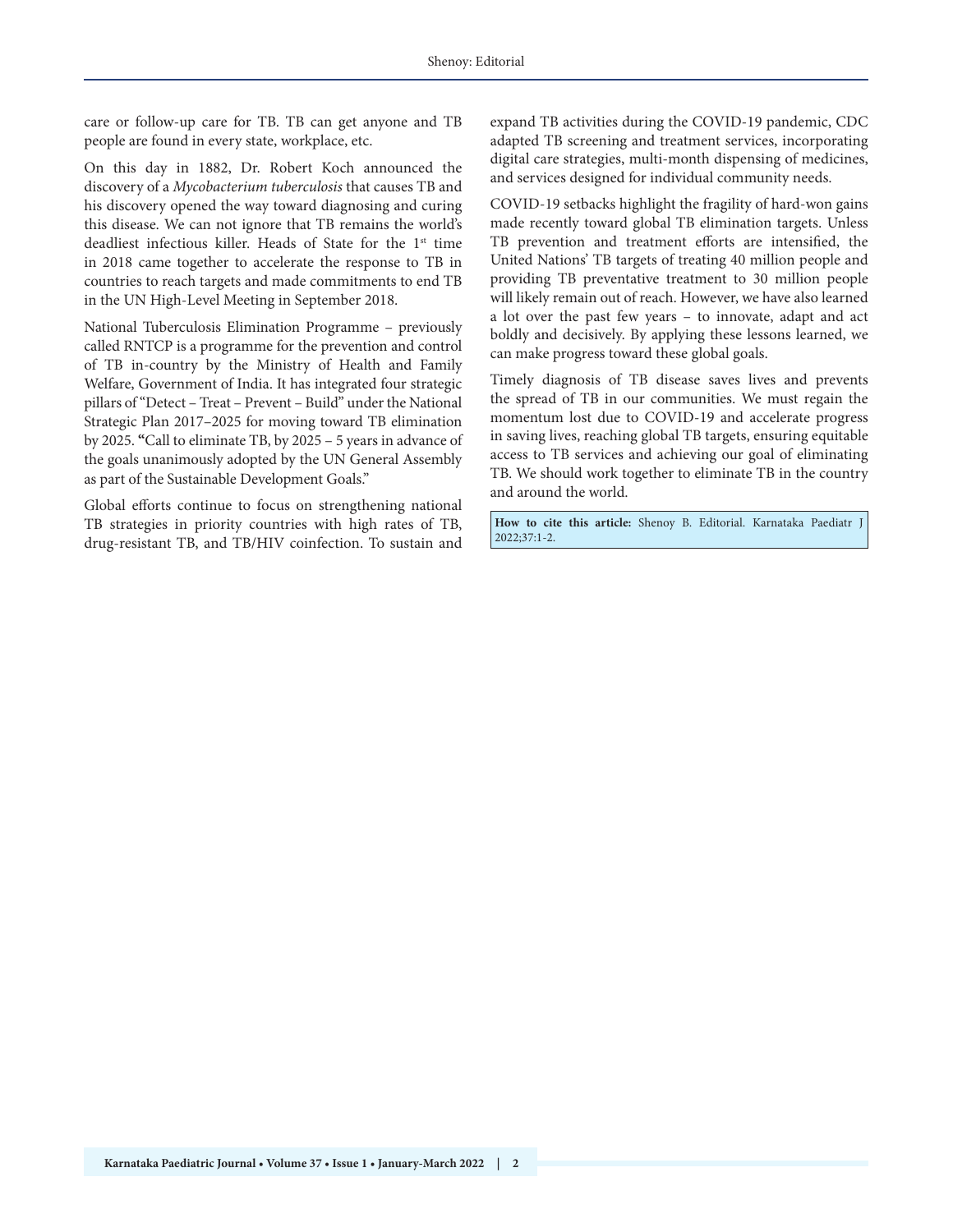care or follow-up care for TB. TB can get anyone and TB people are found in every state, workplace, etc.

On this day in 1882, Dr. Robert Koch announced the discovery of a *Mycobacterium tuberculosis* that causes TB and his discovery opened the way toward diagnosing and curing this disease. We can not ignore that TB remains the world's deadliest infectious killer. Heads of State for the 1st time in 2018 came together to accelerate the response to TB in countries to reach targets and made commitments to end TB in the UN High-Level Meeting in September 2018.

National Tuberculosis Elimination Programme – previously called RNTCP is a programme for the prevention and control of TB in-country by the Ministry of Health and Family Welfare, Government of India. It has integrated four strategic pillars of "Detect – Treat – Prevent – Build" under the National Strategic Plan 2017–2025 for moving toward TB elimination by 2025. **"**Call to eliminate TB, by 2025 – 5 years in advance of the goals unanimously adopted by the UN General Assembly as part of the Sustainable Development Goals."

Global efforts continue to focus on strengthening national TB strategies in priority countries with high rates of TB, drug-resistant TB, and TB/HIV coinfection. To sustain and expand TB activities during the COVID-19 pandemic, CDC adapted TB screening and treatment services, incorporating digital care strategies, multi-month dispensing of medicines, and services designed for individual community needs.

COVID-19 setbacks highlight the fragility of hard-won gains made recently toward global TB elimination targets. Unless TB prevention and treatment efforts are intensified, the United Nations' TB targets of treating 40 million people and providing TB preventative treatment to 30 million people will likely remain out of reach. However, we have also learned a lot over the past few years – to innovate, adapt and act boldly and decisively. By applying these lessons learned, we can make progress toward these global goals.

Timely diagnosis of TB disease saves lives and prevents the spread of TB in our communities. We must regain the momentum lost due to COVID-19 and accelerate progress in saving lives, reaching global TB targets, ensuring equitable access to TB services and achieving our goal of eliminating TB. We should work together to eliminate TB in the country and around the world.

**How to cite this article:** Shenoy B. Editorial. Karnataka Paediatr J 2022;37:1-2.